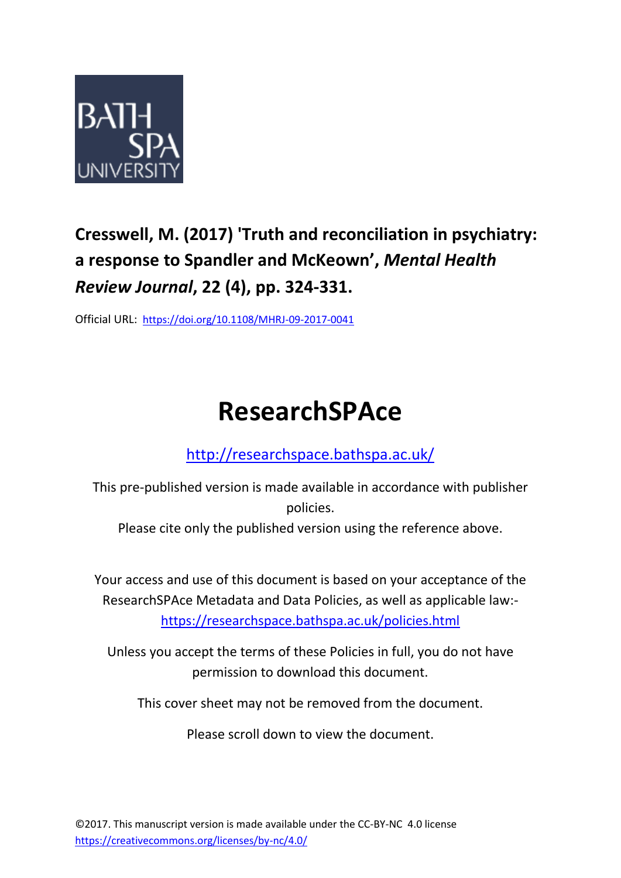**Cresswell, M. (2017) 'Truth and reconciliation in psychiatry: a response to Spandler and McKeown', *Mental Health Review Journal*, 22 (4), pp. 324-331.**

Official URL: https://doi.org/10.1108/MHRJ-09-2017-0041

# ResearchSPAce

http://researchspace.bathspa.ac.uk/

This pre-published version is made available in accordance with publisher policies.

Please cite only the published version using the reference above.

Your access and use of this document is based on your acceptance of the ResearchSPAce Metadata and Data Policies, as well as applicable law:- https://researchspace.bathspa.ac.uk/policies.html

Unless you accept the terms of these Policies in full, you do not have permission to download this document.

This cover sheet may not be removed from the document.

Please scroll down to view the document.

©2017. This manuscript version is made available under the CC-BY-NC 4.0 license https://creativecommons.org/licenses/by-nc/4.0/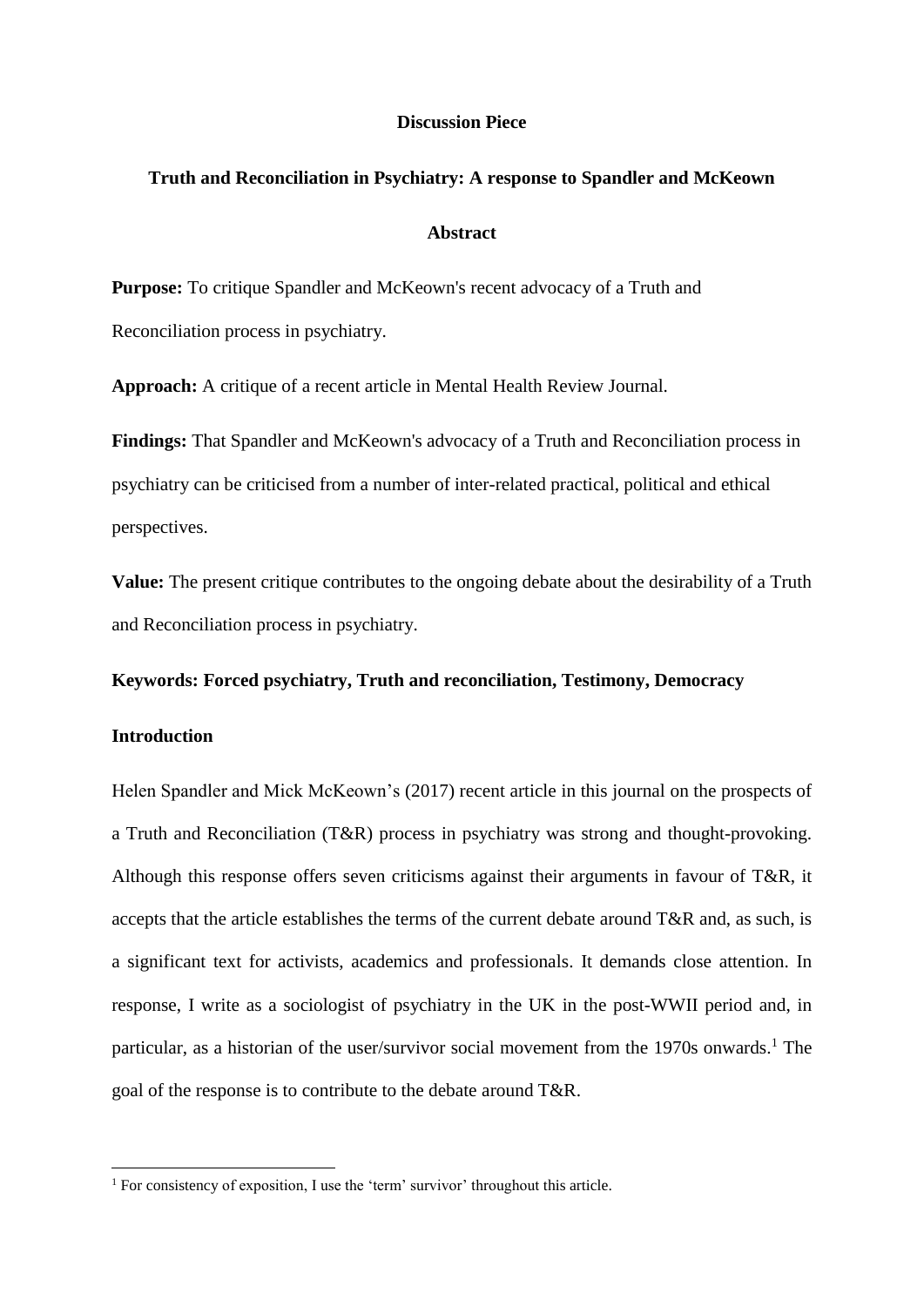**Discussion Piece**

**Truth and Reconciliation in Psychiatry: A response to Spandler and McKeown**

**Abstract**

**Purpose:** To critique Spandler and McKeown's recent advocacy of a Truth and Reconciliation process in psychiatry.

**Approach:** A critique of a recent article in Mental Health Review Journal.

**Findings:** That Spandler and McKeown's advocacy of a Truth and Reconciliation process in psychiatry can be criticised from a number of inter-related practical, political and ethical perspectives.

**Value:** The present critique contributes to the ongoing debate about the desirability of a Truth and Reconciliation process in psychiatry.

**Keywords: Forced psychiatry, Truth and reconciliation, Testimony, Democracy**

**Introduction**

Helen Spandler and Mick McKeown's (2017) recent article in this journal on the prospects of a Truth and Reconciliation (T&R) process in psychiatry was strong and thought-provoking. Although this response offers seven criticisms against their arguments in favour of T&R, it accepts that the article establishes the terms of the current debate around T&R and, as such, is a significant text for activists, academics and professionals. It demands close attention. In response, I write as a sociologist of psychiatry in the UK in the post-WWII period and, in particular, as a historian of the user/survivor social movement from the 1970s onwards.[1] The goal of the response is to contribute to the debate around T&R.

[1] For consistency of exposition, I use the 'term' survivor' throughout this article.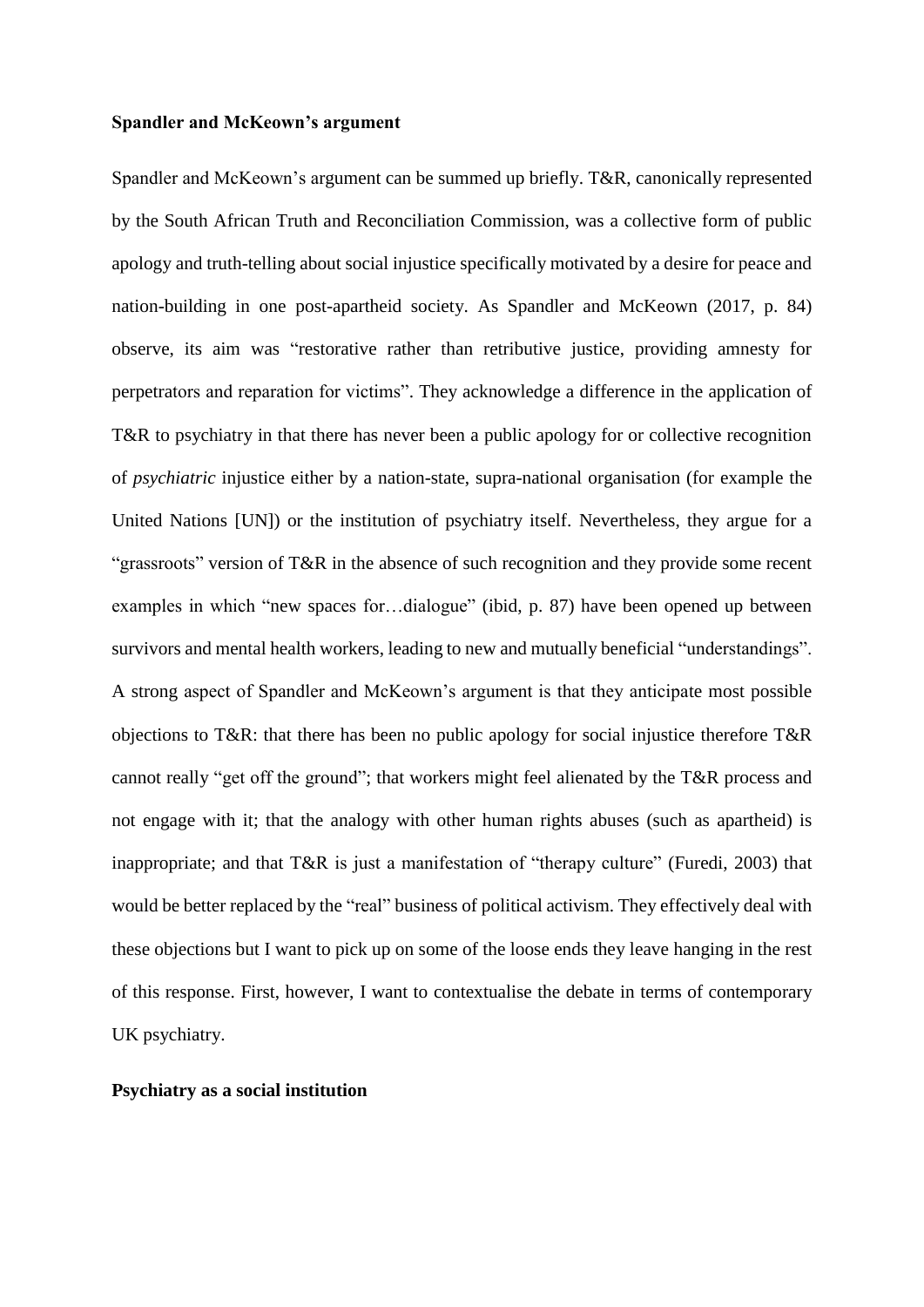**Spandler and McKeown's argument**

Spandler and McKeown's argument can be summed up briefly. T&R, canonically represented by the South African Truth and Reconciliation Commission, was a collective form of public apology and truth-telling about social injustice specifically motivated by a desire for peace and nation-building in one post-apartheid society. As Spandler and McKeown (2017, p. 84) observe, its aim was "restorative rather than retributive justice, providing amnesty for perpetrators and reparation for victims". They acknowledge a difference in the application of T&R to psychiatry in that there has never been a public apology for or collective recognition of *psychiatric* injustice either by a nation-state, supra-national organisation (for example the United Nations [UN]) or the institution of psychiatry itself. Nevertheless, they argue for a "grassroots" version of T&R in the absence of such recognition and they provide some recent examples in which "new spaces for…dialogue" (ibid, p. 87) have been opened up between survivors and mental health workers, leading to new and mutually beneficial "understandings". A strong aspect of Spandler and McKeown's argument is that they anticipate most possible objections to T&R: that there has been no public apology for social injustice therefore T&R cannot really "get off the ground"; that workers might feel alienated by the T&R process and not engage with it; that the analogy with other human rights abuses (such as apartheid) is inappropriate; and that T&R is just a manifestation of "therapy culture" (Furedi, 2003) that would be better replaced by the "real" business of political activism. They effectively deal with these objections but I want to pick up on some of the loose ends they leave hanging in the rest of this response. First, however, I want to contextualise the debate in terms of contemporary UK psychiatry.

**Psychiatry as a social institution**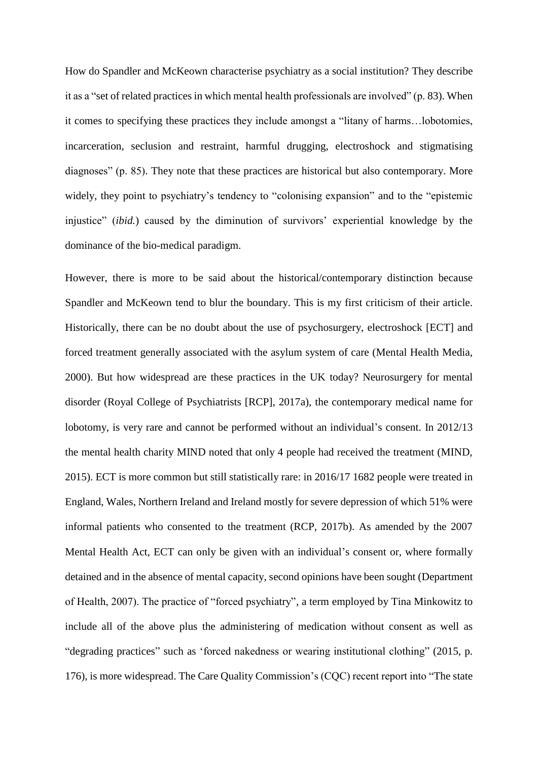How do Spandler and McKeown characterise psychiatry as a social institution? They describe it as a "set of related practices in which mental health professionals are involved" (p. 83). When it comes to specifying these practices they include amongst a "litany of harms…lobotomies, incarceration, seclusion and restraint, harmful drugging, electroshock and stigmatising diagnoses" (p. 85). They note that these practices are historical but also contemporary. More widely, they point to psychiatry's tendency to "colonising expansion" and to the "epistemic injustice" (*ibid.*) caused by the diminution of survivors' experiential knowledge by the dominance of the bio-medical paradigm.

However, there is more to be said about the historical/contemporary distinction because Spandler and McKeown tend to blur the boundary. This is my first criticism of their article. Historically, there can be no doubt about the use of psychosurgery, electroshock [ECT] and forced treatment generally associated with the asylum system of care (Mental Health Media, 2000). But how widespread are these practices in the UK today? Neurosurgery for mental disorder (Royal College of Psychiatrists [RCP], 2017a), the contemporary medical name for lobotomy, is very rare and cannot be performed without an individual's consent. In 2012/13 the mental health charity MIND noted that only 4 people had received the treatment (MIND, 2015). ECT is more common but still statistically rare: in 2016/17 1682 people were treated in England, Wales, Northern Ireland and Ireland mostly for severe depression of which 51% were informal patients who consented to the treatment (RCP, 2017b). As amended by the 2007 Mental Health Act, ECT can only be given with an individual's consent or, where formally detained and in the absence of mental capacity, second opinions have been sought (Department of Health, 2007). The practice of "forced psychiatry", a term employed by Tina Minkowitz to include all of the above plus the administering of medication without consent as well as "degrading practices" such as 'forced nakedness or wearing institutional clothing" (2015, p. 176), is more widespread. The Care Quality Commission's (CQC) recent report into "The state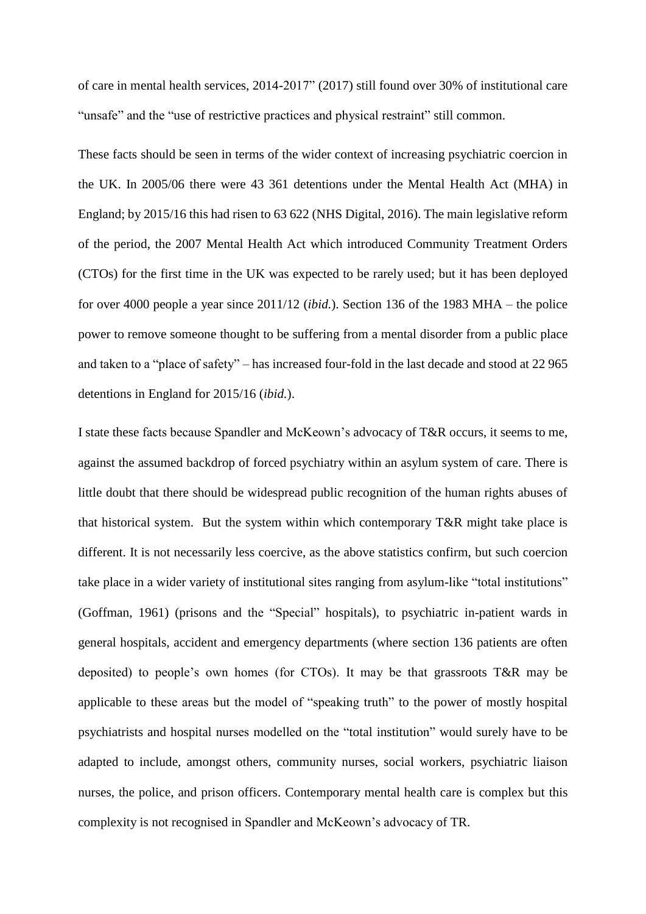of care in mental health services, 2014-2017" (2017) still found over 30% of institutional care "unsafe" and the "use of restrictive practices and physical restraint" still common.

These facts should be seen in terms of the wider context of increasing psychiatric coercion in the UK. In 2005/06 there were 43 361 detentions under the Mental Health Act (MHA) in England; by 2015/16 this had risen to 63 622 (NHS Digital, 2016). The main legislative reform of the period, the 2007 Mental Health Act which introduced Community Treatment Orders (CTOs) for the first time in the UK was expected to be rarely used; but it has been deployed for over 4000 people a year since 2011/12 (*ibid.*). Section 136 of the 1983 MHA – the police power to remove someone thought to be suffering from a mental disorder from a public place and taken to a "place of safety" – has increased four-fold in the last decade and stood at 22 965 detentions in England for 2015/16 (*ibid.*).

I state these facts because Spandler and McKeown's advocacy of T&R occurs, it seems to me, against the assumed backdrop of forced psychiatry within an asylum system of care. There is little doubt that there should be widespread public recognition of the human rights abuses of that historical system. But the system within which contemporary T&R might take place is different. It is not necessarily less coercive, as the above statistics confirm, but such coercion take place in a wider variety of institutional sites ranging from asylum-like "total institutions" (Goffman, 1961) (prisons and the "Special" hospitals), to psychiatric in-patient wards in general hospitals, accident and emergency departments (where section 136 patients are often deposited) to people's own homes (for CTOs). It may be that grassroots T&R may be applicable to these areas but the model of "speaking truth" to the power of mostly hospital psychiatrists and hospital nurses modelled on the "total institution" would surely have to be adapted to include, amongst others, community nurses, social workers, psychiatric liaison nurses, the police, and prison officers. Contemporary mental health care is complex but this complexity is not recognised in Spandler and McKeown's advocacy of TR.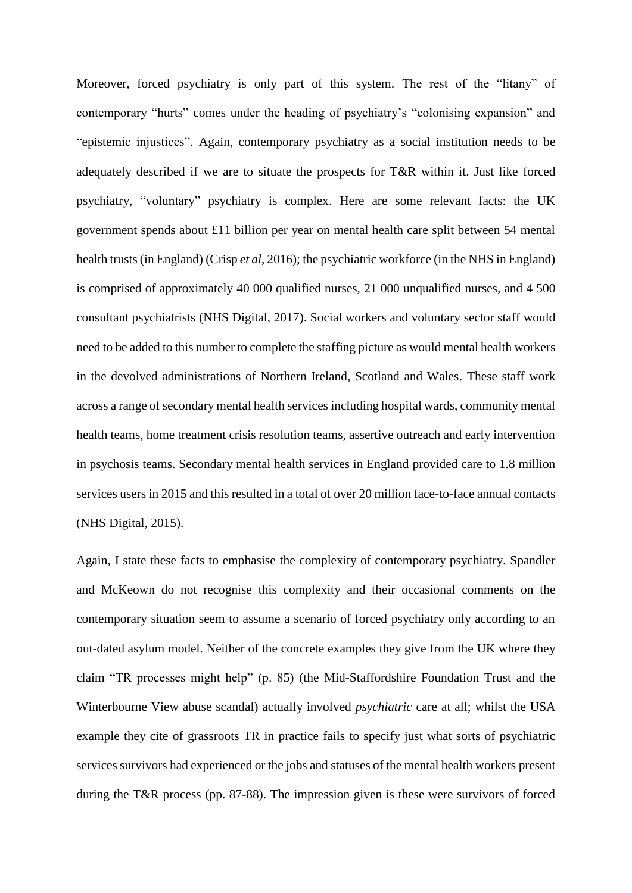Moreover, forced psychiatry is only part of this system. The rest of the “litany” of contemporary “hurts” comes under the heading of psychiatry’s “colonising expansion” and “epistemic injustices”. Again, contemporary psychiatry as a social institution needs to be adequately described if we are to situate the prospects for T&R within it. Just like forced psychiatry, “voluntary” psychiatry is complex. Here are some relevant facts: the UK government spends about £11 billion per year on mental health care split between 54 mental health trusts (in England) (Crisp *et al*, 2016); the psychiatric workforce (in the NHS in England) is comprised of approximately 40 000 qualified nurses, 21 000 unqualified nurses, and 4 500 consultant psychiatrists (NHS Digital, 2017). Social workers and voluntary sector staff would need to be added to this number to complete the staffing picture as would mental health workers in the devolved administrations of Northern Ireland, Scotland and Wales. These staff work across a range of secondary mental health services including hospital wards, community mental health teams, home treatment crisis resolution teams, assertive outreach and early intervention in psychosis teams. Secondary mental health services in England provided care to 1.8 million services users in 2015 and this resulted in a total of over 20 million face-to-face annual contacts (NHS Digital, 2015).

Again, I state these facts to emphasise the complexity of contemporary psychiatry. Spandler and McKeown do not recognise this complexity and their occasional comments on the contemporary situation seem to assume a scenario of forced psychiatry only according to an out-dated asylum model. Neither of the concrete examples they give from the UK where they claim “TR processes might help” (p. 85) (the Mid-Staffordshire Foundation Trust and the Winterbourne View abuse scandal) actually involved *psychiatric* care at all; whilst the USA example they cite of grassroots TR in practice fails to specify just what sorts of psychiatric services survivors had experienced or the jobs and statuses of the mental health workers present during the T&R process (pp. 87-88). The impression given is these were survivors of forced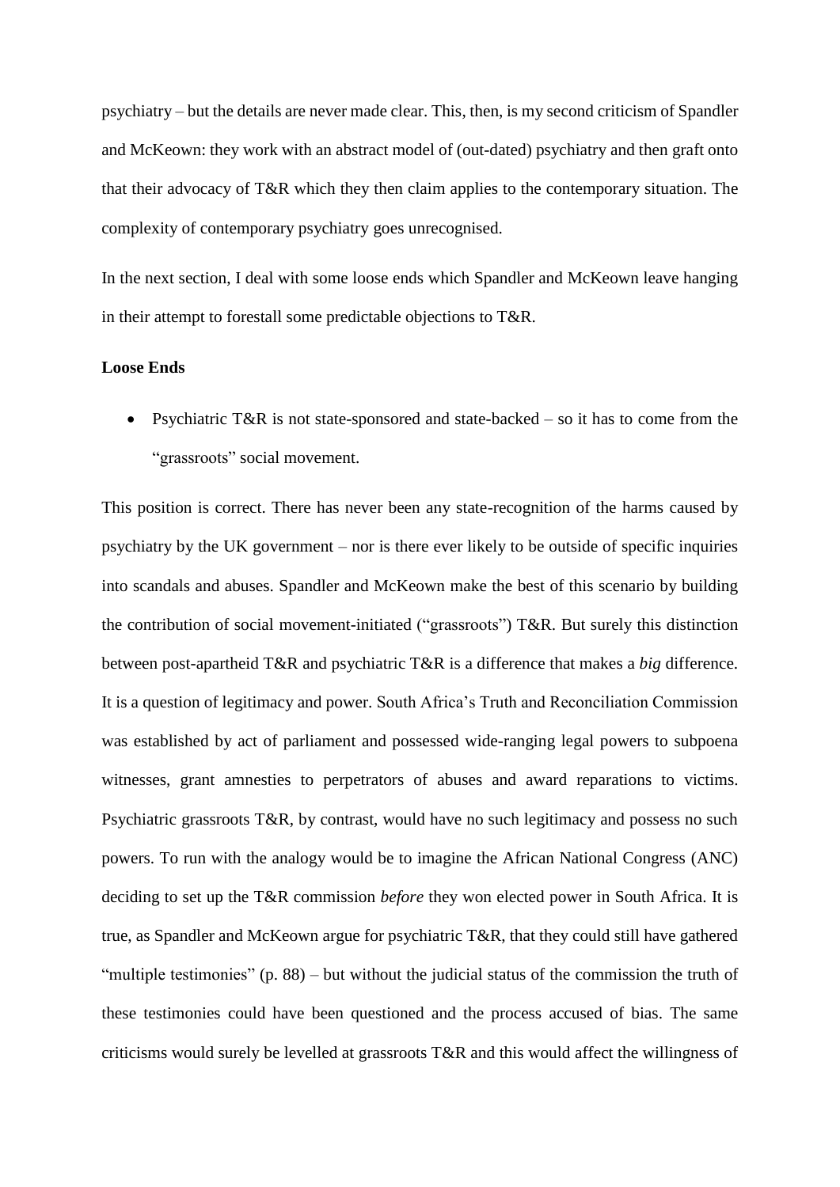psychiatry – but the details are never made clear. This, then, is my second criticism of Spandler and McKeown: they work with an abstract model of (out-dated) psychiatry and then graft onto that their advocacy of T&R which they then claim applies to the contemporary situation. The complexity of contemporary psychiatry goes unrecognised.

In the next section, I deal with some loose ends which Spandler and McKeown leave hanging in their attempt to forestall some predictable objections to T&R.

**Loose Ends**

- Psychiatric T&R is not state-sponsored and state-backed – so it has to come from the "grassroots" social movement.

This position is correct. There has never been any state-recognition of the harms caused by psychiatry by the UK government – nor is there ever likely to be outside of specific inquiries into scandals and abuses. Spandler and McKeown make the best of this scenario by building the contribution of social movement-initiated ("grassroots") T&R. But surely this distinction between post-apartheid T&R and psychiatric T&R is a difference that makes a *big* difference. It is a question of legitimacy and power. South Africa's Truth and Reconciliation Commission was established by act of parliament and possessed wide-ranging legal powers to subpoena witnesses, grant amnesties to perpetrators of abuses and award reparations to victims. Psychiatric grassroots T&R, by contrast, would have no such legitimacy and possess no such powers. To run with the analogy would be to imagine the African National Congress (ANC) deciding to set up the T&R commission *before* they won elected power in South Africa. It is true, as Spandler and McKeown argue for psychiatric T&R, that they could still have gathered "multiple testimonies" (p. 88) – but without the judicial status of the commission the truth of these testimonies could have been questioned and the process accused of bias. The same criticisms would surely be levelled at grassroots T&R and this would affect the willingness of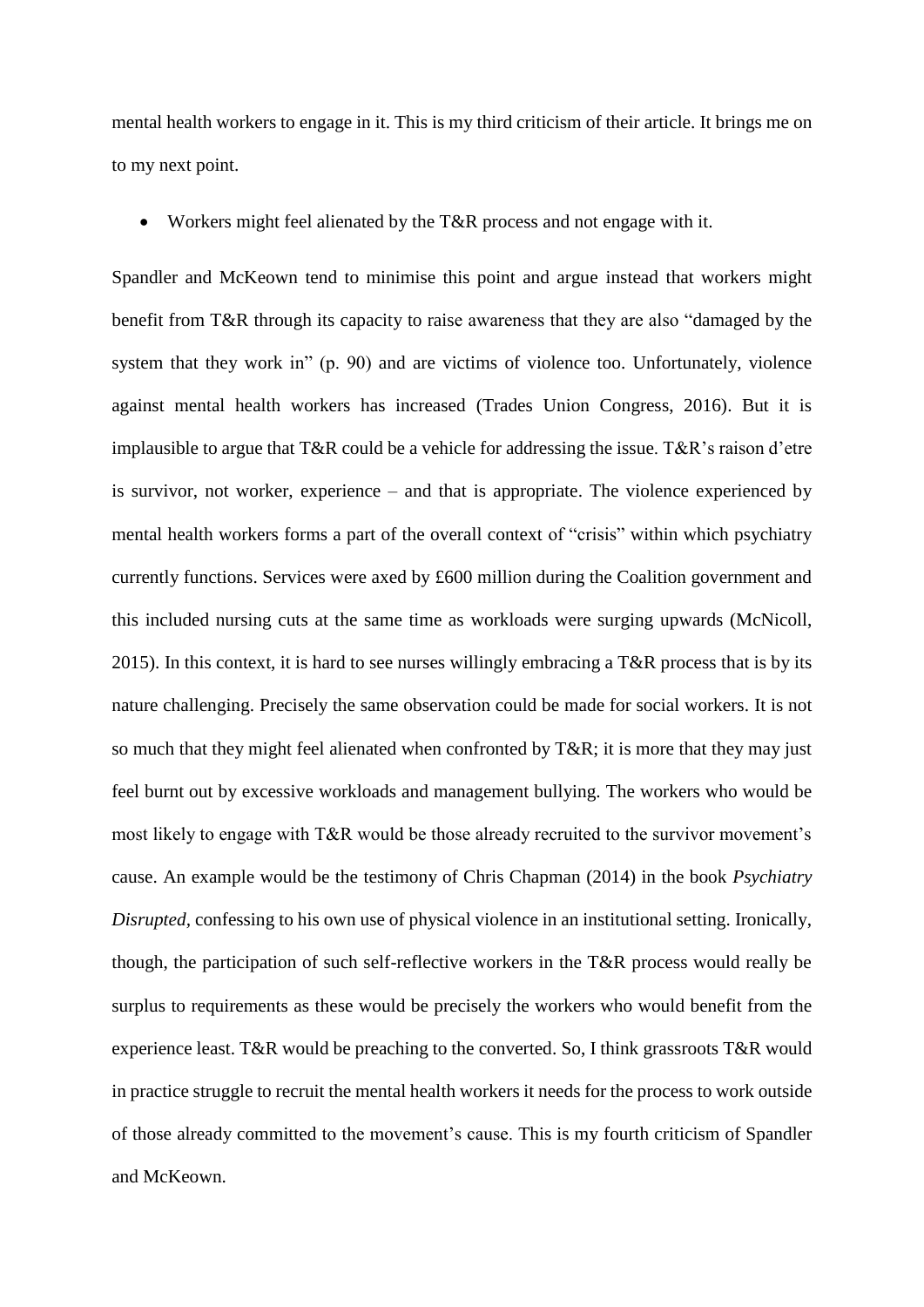mental health workers to engage in it. This is my third criticism of their article. It brings me on to my next point.

- Workers might feel alienated by the T&R process and not engage with it.

Spandler and McKeown tend to minimise this point and argue instead that workers might benefit from T&R through its capacity to raise awareness that they are also "damaged by the system that they work in" (p. 90) and are victims of violence too. Unfortunately, violence against mental health workers has increased (Trades Union Congress, 2016). But it is implausible to argue that T&R could be a vehicle for addressing the issue. T&R's raison d'etre is survivor, not worker, experience – and that is appropriate. The violence experienced by mental health workers forms a part of the overall context of "crisis" within which psychiatry currently functions. Services were axed by £600 million during the Coalition government and this included nursing cuts at the same time as workloads were surging upwards (McNicoll, 2015). In this context, it is hard to see nurses willingly embracing a T&R process that is by its nature challenging. Precisely the same observation could be made for social workers. It is not so much that they might feel alienated when confronted by T&R; it is more that they may just feel burnt out by excessive workloads and management bullying. The workers who would be most likely to engage with T&R would be those already recruited to the survivor movement's cause. An example would be the testimony of Chris Chapman (2014) in the book *Psychiatry Disrupted*, confessing to his own use of physical violence in an institutional setting. Ironically, though, the participation of such self-reflective workers in the T&R process would really be surplus to requirements as these would be precisely the workers who would benefit from the experience least. T&R would be preaching to the converted. So, I think grassroots T&R would in practice struggle to recruit the mental health workers it needs for the process to work outside of those already committed to the movement's cause. This is my fourth criticism of Spandler and McKeown.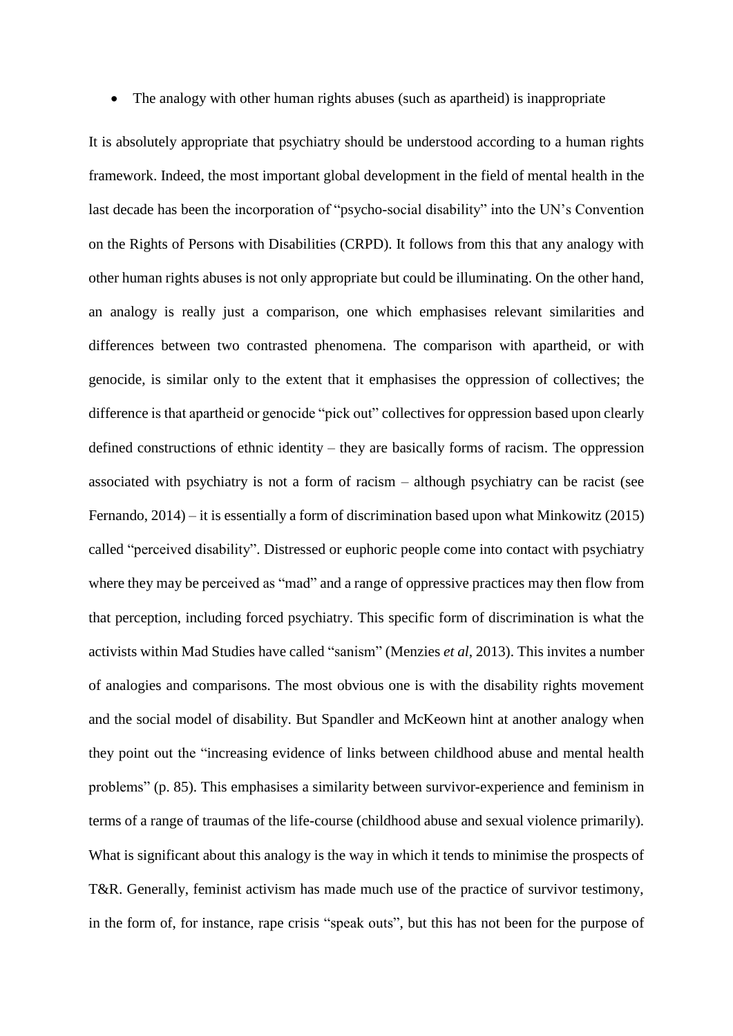- The analogy with other human rights abuses (such as apartheid) is inappropriate

It is absolutely appropriate that psychiatry should be understood according to a human rights framework. Indeed, the most important global development in the field of mental health in the last decade has been the incorporation of "psycho-social disability" into the UN's Convention on the Rights of Persons with Disabilities (CRPD). It follows from this that any analogy with other human rights abuses is not only appropriate but could be illuminating. On the other hand, an analogy is really just a comparison, one which emphasises relevant similarities and differences between two contrasted phenomena. The comparison with apartheid, or with genocide, is similar only to the extent that it emphasises the oppression of collectives; the difference is that apartheid or genocide "pick out" collectives for oppression based upon clearly defined constructions of ethnic identity – they are basically forms of racism. The oppression associated with psychiatry is not a form of racism – although psychiatry can be racist (see Fernando, 2014) – it is essentially a form of discrimination based upon what Minkowitz (2015) called "perceived disability". Distressed or euphoric people come into contact with psychiatry where they may be perceived as "mad" and a range of oppressive practices may then flow from that perception, including forced psychiatry. This specific form of discrimination is what the activists within Mad Studies have called "sanism" (Menzies *et al*, 2013). This invites a number of analogies and comparisons. The most obvious one is with the disability rights movement and the social model of disability. But Spandler and McKeown hint at another analogy when they point out the "increasing evidence of links between childhood abuse and mental health problems" (p. 85). This emphasises a similarity between survivor-experience and feminism in terms of a range of traumas of the life-course (childhood abuse and sexual violence primarily). What is significant about this analogy is the way in which it tends to minimise the prospects of T&R. Generally, feminist activism has made much use of the practice of survivor testimony, in the form of, for instance, rape crisis "speak outs", but this has not been for the purpose of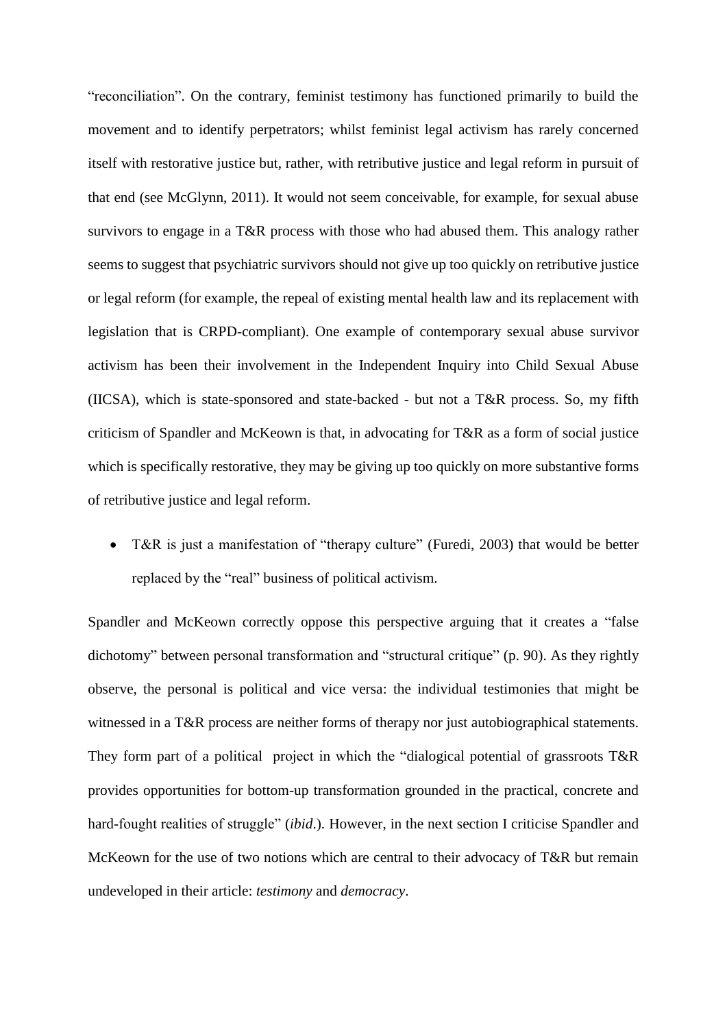"reconciliation". On the contrary, feminist testimony has functioned primarily to build the movement and to identify perpetrators; whilst feminist legal activism has rarely concerned itself with restorative justice but, rather, with retributive justice and legal reform in pursuit of that end (see McGlynn, 2011). It would not seem conceivable, for example, for sexual abuse survivors to engage in a T&R process with those who had abused them. This analogy rather seems to suggest that psychiatric survivors should not give up too quickly on retributive justice or legal reform (for example, the repeal of existing mental health law and its replacement with legislation that is CRPD-compliant). One example of contemporary sexual abuse survivor activism has been their involvement in the Independent Inquiry into Child Sexual Abuse (IICSA), which is state-sponsored and state-backed - but not a T&R process. So, my fifth criticism of Spandler and McKeown is that, in advocating for T&R as a form of social justice which is specifically restorative, they may be giving up too quickly on more substantive forms of retributive justice and legal reform.

- T&R is just a manifestation of "therapy culture" (Furedi, 2003) that would be better replaced by the "real" business of political activism.

Spandler and McKeown correctly oppose this perspective arguing that it creates a "false dichotomy" between personal transformation and "structural critique" (p. 90). As they rightly observe, the personal is political and vice versa: the individual testimonies that might be witnessed in a T&R process are neither forms of therapy nor just autobiographical statements. They form part of a political project in which the "dialogical potential of grassroots T&R provides opportunities for bottom-up transformation grounded in the practical, concrete and hard-fought realities of struggle" (*ibid*.). However, in the next section I criticise Spandler and McKeown for the use of two notions which are central to their advocacy of T&R but remain undeveloped in their article: *testimony* and *democracy*.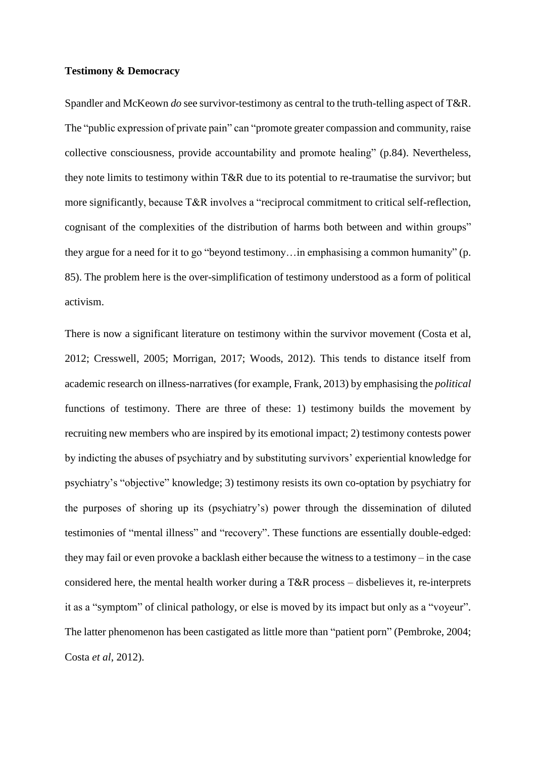**Testimony & Democracy**

Spandler and McKeown *do* see survivor-testimony as central to the truth-telling aspect of T&R. The "public expression of private pain" can "promote greater compassion and community, raise collective consciousness, provide accountability and promote healing" (p.84). Nevertheless, they note limits to testimony within T&R due to its potential to re-traumatise the survivor; but more significantly, because T&R involves a "reciprocal commitment to critical self-reflection, cognisant of the complexities of the distribution of harms both between and within groups" they argue for a need for it to go "beyond testimony…in emphasising a common humanity" (p. 85). The problem here is the over-simplification of testimony understood as a form of political activism.

There is now a significant literature on testimony within the survivor movement (Costa et al, 2012; Cresswell, 2005; Morrigan, 2017; Woods, 2012). This tends to distance itself from academic research on illness-narratives (for example, Frank, 2013) by emphasising the *political* functions of testimony. There are three of these: 1) testimony builds the movement by recruiting new members who are inspired by its emotional impact; 2) testimony contests power by indicting the abuses of psychiatry and by substituting survivors' experiential knowledge for psychiatry's "objective" knowledge; 3) testimony resists its own co-optation by psychiatry for the purposes of shoring up its (psychiatry's) power through the dissemination of diluted testimonies of "mental illness" and "recovery". These functions are essentially double-edged: they may fail or even provoke a backlash either because the witness to a testimony – in the case considered here, the mental health worker during a T&R process – disbelieves it, re-interprets it as a "symptom" of clinical pathology, or else is moved by its impact but only as a "voyeur". The latter phenomenon has been castigated as little more than "patient porn" (Pembroke, 2004; Costa *et al*, 2012).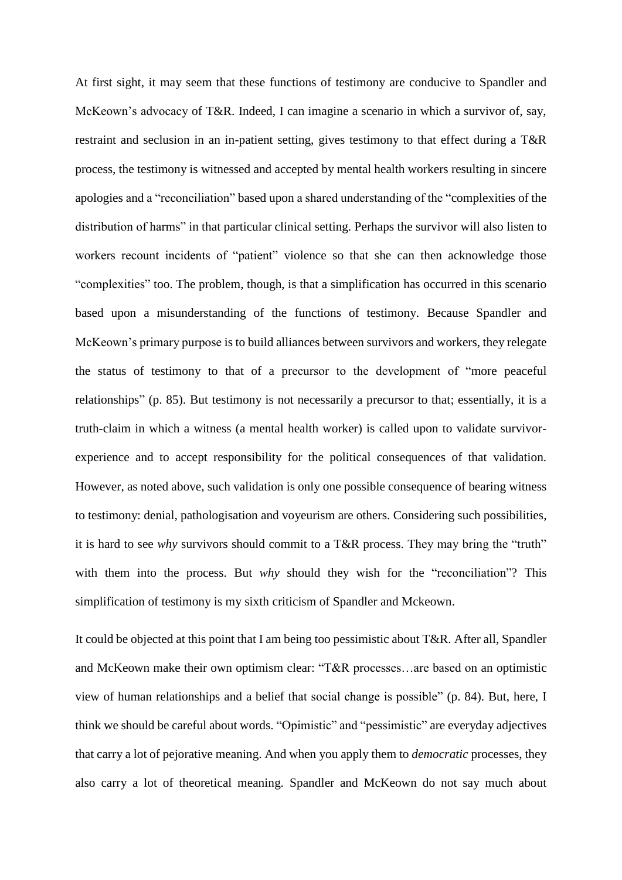At first sight, it may seem that these functions of testimony are conducive to Spandler and McKeown's advocacy of T&R. Indeed, I can imagine a scenario in which a survivor of, say, restraint and seclusion in an in-patient setting, gives testimony to that effect during a T&R process, the testimony is witnessed and accepted by mental health workers resulting in sincere apologies and a "reconciliation" based upon a shared understanding of the "complexities of the distribution of harms" in that particular clinical setting. Perhaps the survivor will also listen to workers recount incidents of "patient" violence so that she can then acknowledge those "complexities" too. The problem, though, is that a simplification has occurred in this scenario based upon a misunderstanding of the functions of testimony. Because Spandler and McKeown's primary purpose is to build alliances between survivors and workers, they relegate the status of testimony to that of a precursor to the development of "more peaceful relationships" (p. 85). But testimony is not necessarily a precursor to that; essentially, it is a truth-claim in which a witness (a mental health worker) is called upon to validate survivor-experience and to accept responsibility for the political consequences of that validation. However, as noted above, such validation is only one possible consequence of bearing witness to testimony: denial, pathologisation and voyeurism are others. Considering such possibilities, it is hard to see *why* survivors should commit to a T&R process. They may bring the "truth" with them into the process. But *why* should they wish for the "reconciliation"? This simplification of testimony is my sixth criticism of Spandler and Mckeown.

It could be objected at this point that I am being too pessimistic about T&R. After all, Spandler and McKeown make their own optimism clear: "T&R processes…are based on an optimistic view of human relationships and a belief that social change is possible" (p. 84). But, here, I think we should be careful about words. "Opimistic" and "pessimistic" are everyday adjectives that carry a lot of pejorative meaning. And when you apply them to *democratic* processes, they also carry a lot of theoretical meaning. Spandler and McKeown do not say much about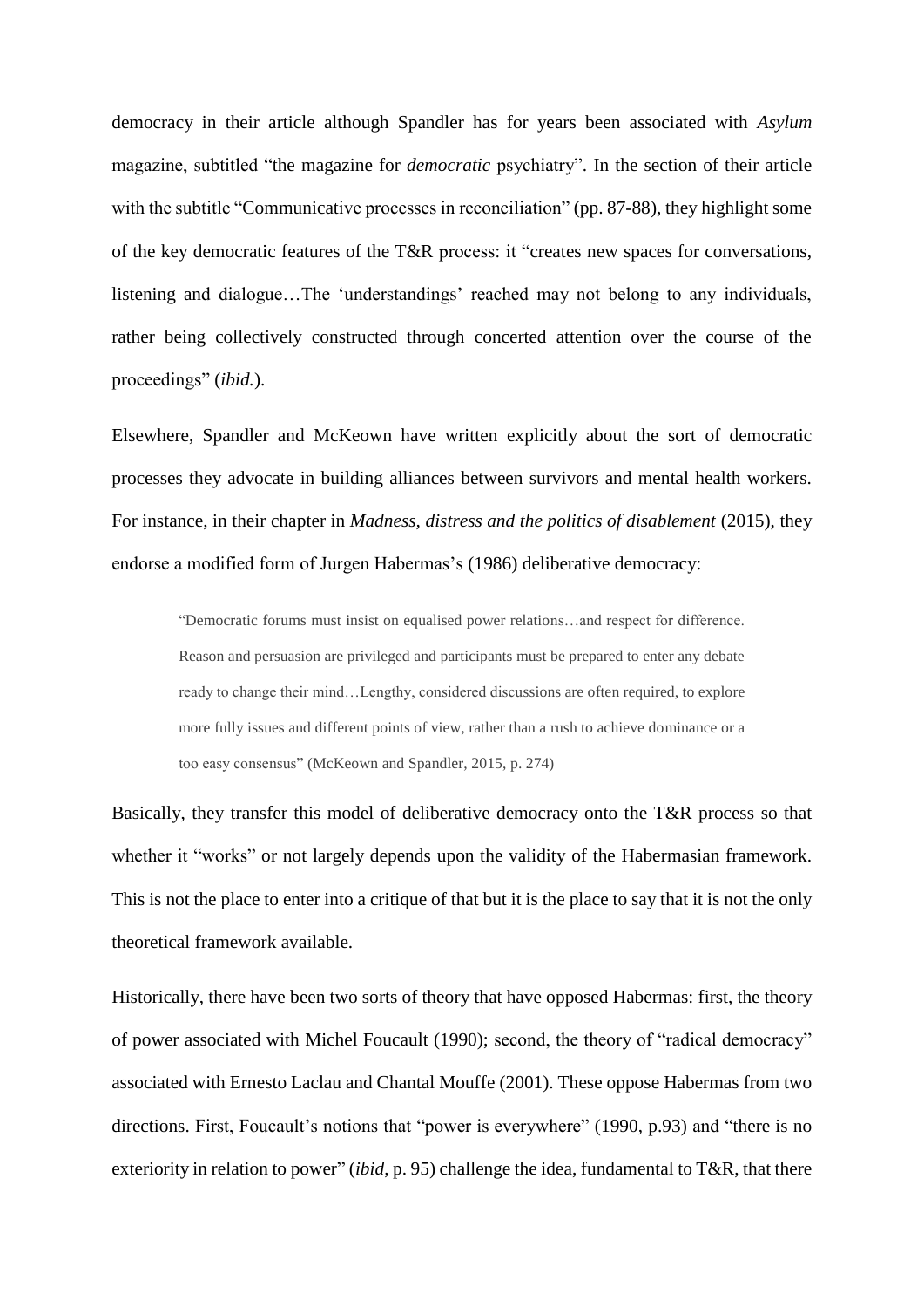democracy in their article although Spandler has for years been associated with *Asylum* magazine, subtitled "the magazine for *democratic* psychiatry". In the section of their article with the subtitle "Communicative processes in reconciliation" (pp. 87-88), they highlight some of the key democratic features of the T&R process: it "creates new spaces for conversations, listening and dialogue…The 'understandings' reached may not belong to any individuals, rather being collectively constructed through concerted attention over the course of the proceedings" (*ibid.*).

Elsewhere, Spandler and McKeown have written explicitly about the sort of democratic processes they advocate in building alliances between survivors and mental health workers. For instance, in their chapter in *Madness, distress and the politics of disablement* (2015), they endorse a modified form of Jurgen Habermas's (1986) deliberative democracy:

> "Democratic forums must insist on equalised power relations…and respect for difference. Reason and persuasion are privileged and participants must be prepared to enter any debate ready to change their mind…Lengthy, considered discussions are often required, to explore more fully issues and different points of view, rather than a rush to achieve dominance or a too easy consensus" (McKeown and Spandler, 2015, p. 274)

Basically, they transfer this model of deliberative democracy onto the T&R process so that whether it "works" or not largely depends upon the validity of the Habermasian framework. This is not the place to enter into a critique of that but it is the place to say that it is not the only theoretical framework available.

Historically, there have been two sorts of theory that have opposed Habermas: first, the theory of power associated with Michel Foucault (1990); second, the theory of "radical democracy" associated with Ernesto Laclau and Chantal Mouffe (2001). These oppose Habermas from two directions. First, Foucault's notions that "power is everywhere" (1990, p.93) and "there is no exteriority in relation to power" (*ibid*, p. 95) challenge the idea, fundamental to T&R, that there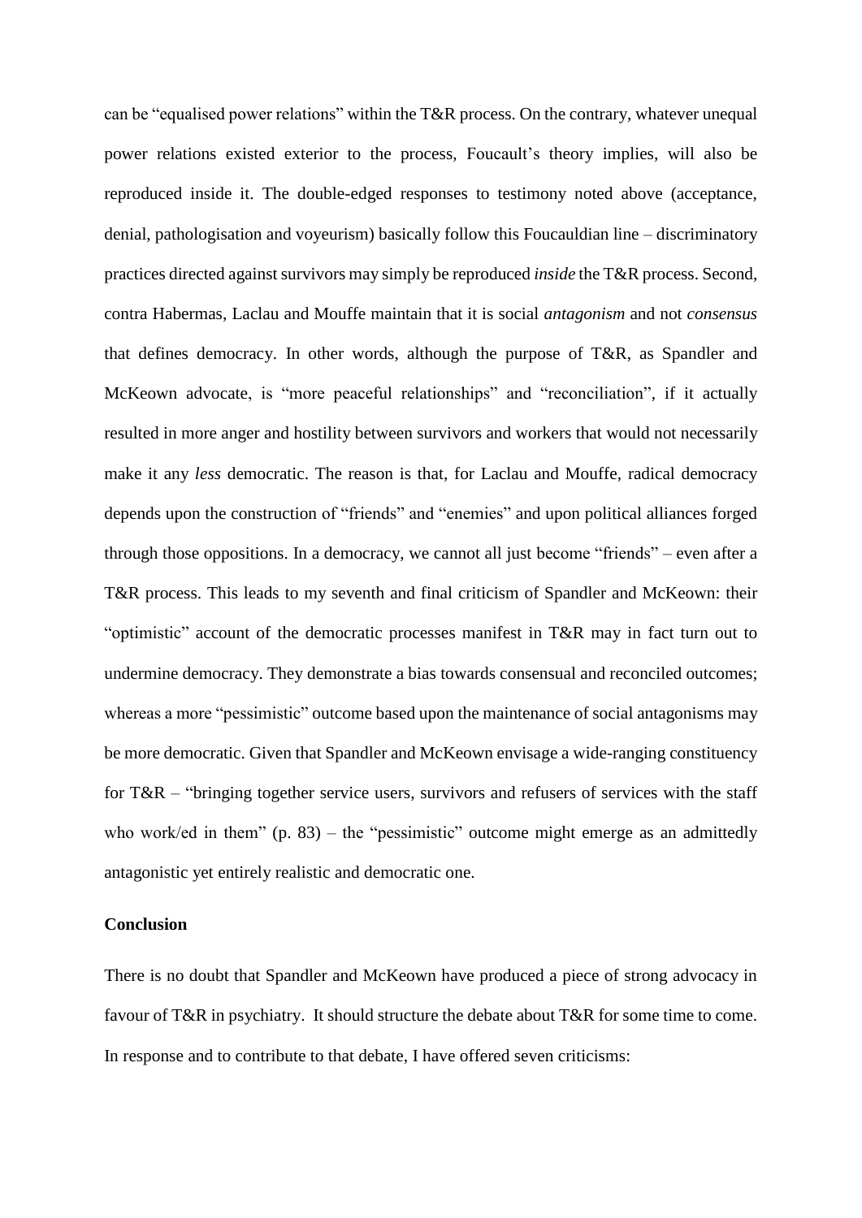can be "equalised power relations" within the T&R process. On the contrary, whatever unequal power relations existed exterior to the process, Foucault's theory implies, will also be reproduced inside it. The double-edged responses to testimony noted above (acceptance, denial, pathologisation and voyeurism) basically follow this Foucauldian line – discriminatory practices directed against survivors may simply be reproduced *inside* the T&R process. Second, contra Habermas, Laclau and Mouffe maintain that it is social *antagonism* and not *consensus* that defines democracy. In other words, although the purpose of T&R, as Spandler and McKeown advocate, is "more peaceful relationships" and "reconciliation", if it actually resulted in more anger and hostility between survivors and workers that would not necessarily make it any *less* democratic. The reason is that, for Laclau and Mouffe, radical democracy depends upon the construction of "friends" and "enemies" and upon political alliances forged through those oppositions. In a democracy, we cannot all just become "friends" – even after a T&R process. This leads to my seventh and final criticism of Spandler and McKeown: their "optimistic" account of the democratic processes manifest in T&R may in fact turn out to undermine democracy. They demonstrate a bias towards consensual and reconciled outcomes; whereas a more "pessimistic" outcome based upon the maintenance of social antagonisms may be more democratic. Given that Spandler and McKeown envisage a wide-ranging constituency for T&R – "bringing together service users, survivors and refusers of services with the staff who work/ed in them" (p. 83) – the "pessimistic" outcome might emerge as an admittedly antagonistic yet entirely realistic and democratic one.

**Conclusion**

There is no doubt that Spandler and McKeown have produced a piece of strong advocacy in favour of T&R in psychiatry. It should structure the debate about T&R for some time to come. In response and to contribute to that debate, I have offered seven criticisms: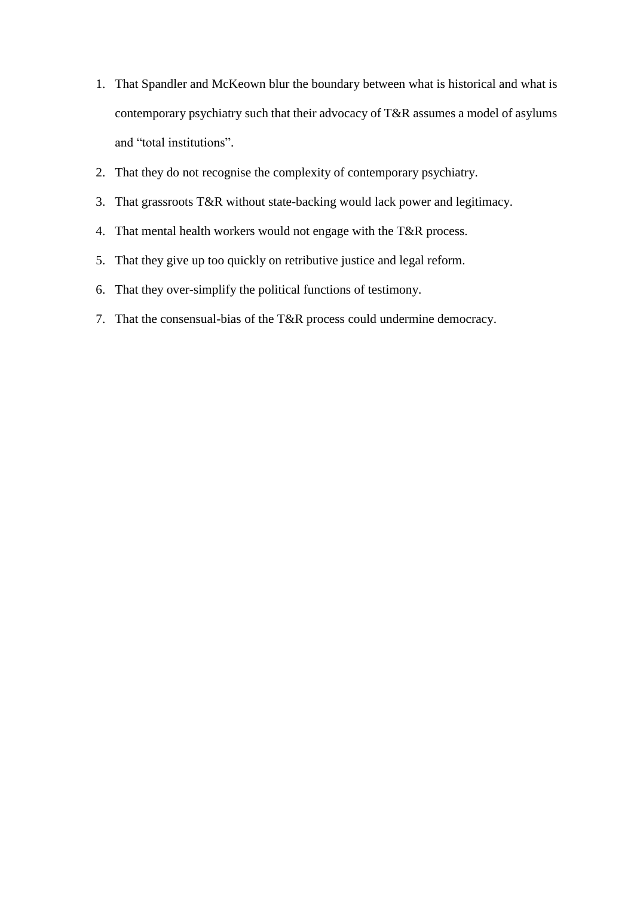1. That Spandler and McKeown blur the boundary between what is historical and what is contemporary psychiatry such that their advocacy of T&R assumes a model of asylums and "total institutions".
2. That they do not recognise the complexity of contemporary psychiatry.
3. That grassroots T&R without state-backing would lack power and legitimacy.
4. That mental health workers would not engage with the T&R process.
5. That they give up too quickly on retributive justice and legal reform.
6. That they over-simplify the political functions of testimony.
7. That the consensual-bias of the T&R process could undermine democracy.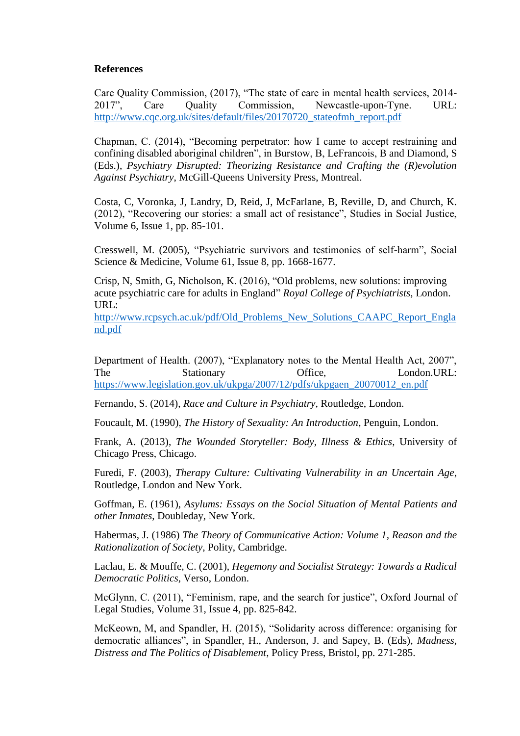**References**

Care Quality Commission, (2017), "The state of care in mental health services, 2014-2017", Care Quality Commission, Newcastle-upon-Tyne. URL: http://www.cqc.org.uk/sites/default/files/20170720_stateofmh_report.pdf

Chapman, C. (2014), "Becoming perpetrator: how I came to accept restraining and confining disabled aboriginal children", in Burstow, B, LeFrancois, B and Diamond, S (Eds.), *Psychiatry Disrupted: Theorizing Resistance and Crafting the (R)evolution Against Psychiatry*, McGill-Queens University Press, Montreal.

Costa, C, Voronka, J, Landry, D, Reid, J, McFarlane, B, Reville, D, and Church, K. (2012), "Recovering our stories: a small act of resistance", Studies in Social Justice, Volume 6, Issue 1, pp. 85-101.

Cresswell, M. (2005), "Psychiatric survivors and testimonies of self-harm", Social Science & Medicine, Volume 61, Issue 8, pp. 1668-1677.

Crisp, N, Smith, G, Nicholson, K. (2016), "Old problems, new solutions: improving acute psychiatric care for adults in England" *Royal College of Psychiatrists*, London. URL: http://www.rcpsych.ac.uk/pdf/Old_Problems_New_Solutions_CAAPC_Report_England.pdf

Department of Health. (2007), "Explanatory notes to the Mental Health Act, 2007", The Stationary Office, London.URL: https://www.legislation.gov.uk/ukpga/2007/12/pdfs/ukpgaen_20070012_en.pdf

Fernando, S. (2014), *Race and Culture in Psychiatry*, Routledge, London.

Foucault, M. (1990), *The History of Sexuality: An Introduction*, Penguin, London.

Frank, A. (2013), *The Wounded Storyteller: Body, Illness & Ethics*, University of Chicago Press, Chicago.

Furedi, F. (2003), *Therapy Culture: Cultivating Vulnerability in an Uncertain Age*, Routledge, London and New York.

Goffman, E. (1961), *Asylums: Essays on the Social Situation of Mental Patients and other Inmates*, Doubleday, New York.

Habermas, J. (1986) *The Theory of Communicative Action: Volume 1, Reason and the Rationalization of Society*, Polity, Cambridge.

Laclau, E. & Mouffe, C. (2001), *Hegemony and Socialist Strategy: Towards a Radical Democratic Politics*, Verso, London.

McGlynn, C. (2011), "Feminism, rape, and the search for justice", Oxford Journal of Legal Studies, Volume 31, Issue 4, pp. 825-842.

McKeown, M, and Spandler, H. (2015), "Solidarity across difference: organising for democratic alliances", in Spandler, H., Anderson, J. and Sapey, B. (Eds), *Madness, Distress and The Politics of Disablement*, Policy Press, Bristol, pp. 271-285.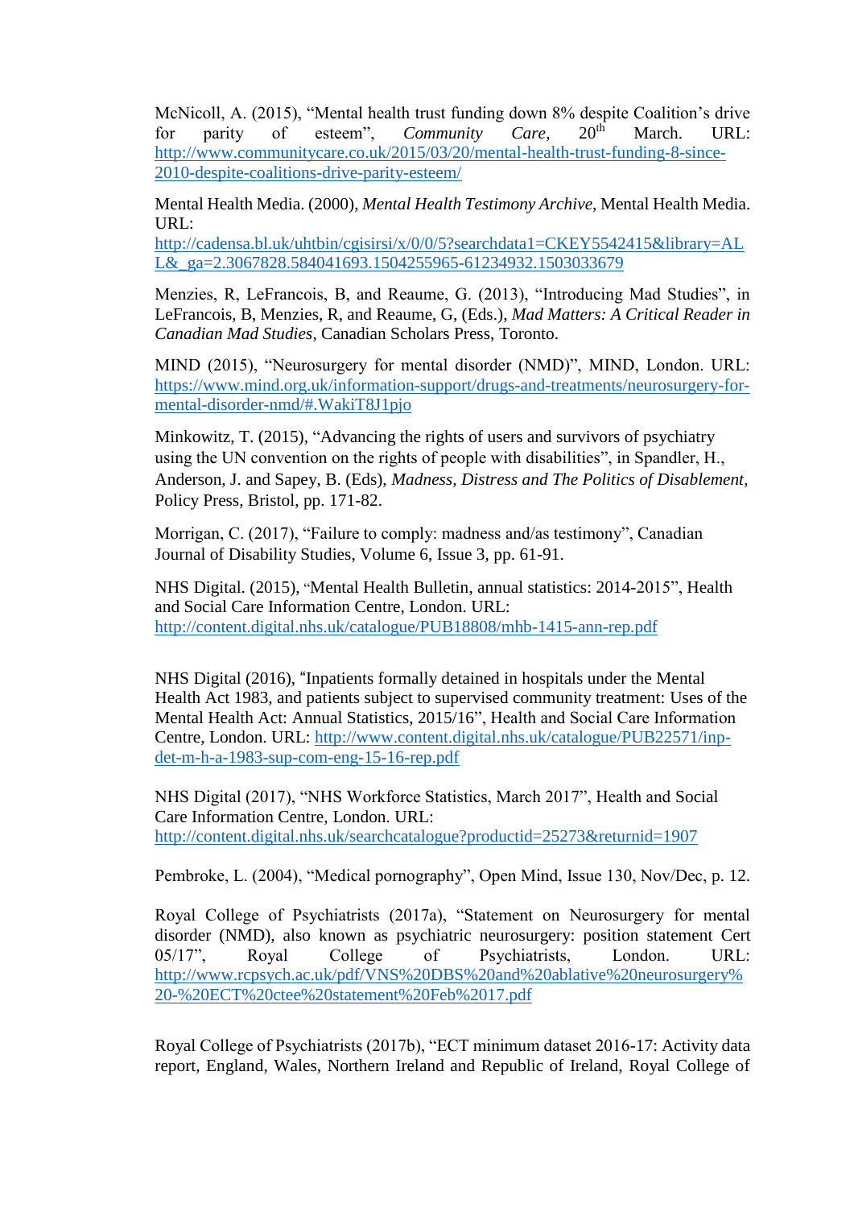McNicoll, A. (2015), "Mental health trust funding down 8% despite Coalition's drive for parity of esteem", *Community Care*, 20th March. URL: http://www.communitycare.co.uk/2015/03/20/mental-health-trust-funding-8-since-2010-despite-coalitions-drive-parity-esteem/

Mental Health Media. (2000), *Mental Health Testimony Archive*, Mental Health Media. URL: http://cadensa.bl.uk/uhtbin/cgisirsi/x/0/0/5?searchdata1=CKEY5542415&library=ALL&_ga=2.3067828.584041693.1504255965-61234932.1503033679

Menzies, R, LeFrancois, B, and Reaume, G. (2013), "Introducing Mad Studies", in LeFrancois, B, Menzies, R, and Reaume, G, (Eds.), *Mad Matters: A Critical Reader in Canadian Mad Studies*, Canadian Scholars Press, Toronto.

MIND (2015), "Neurosurgery for mental disorder (NMD)", MIND, London. URL: https://www.mind.org.uk/information-support/drugs-and-treatments/neurosurgery-for-mental-disorder-nmd/#.WakiT8J1pjo

Minkowitz, T. (2015), "Advancing the rights of users and survivors of psychiatry using the UN convention on the rights of people with disabilities", in Spandler, H., Anderson, J. and Sapey, B. (Eds), *Madness, Distress and The Politics of Disablement*, Policy Press, Bristol, pp. 171-82.

Morrigan, C. (2017), "Failure to comply: madness and/as testimony", Canadian Journal of Disability Studies, Volume 6, Issue 3, pp. 61-91.

NHS Digital. (2015), "Mental Health Bulletin, annual statistics: 2014-2015", Health and Social Care Information Centre, London. URL: http://content.digital.nhs.uk/catalogue/PUB18808/mhb-1415-ann-rep.pdf

NHS Digital (2016), "Inpatients formally detained in hospitals under the Mental Health Act 1983, and patients subject to supervised community treatment: Uses of the Mental Health Act: Annual Statistics, 2015/16", Health and Social Care Information Centre, London. URL: http://www.content.digital.nhs.uk/catalogue/PUB22571/inp-det-m-h-a-1983-sup-com-eng-15-16-rep.pdf

NHS Digital (2017), "NHS Workforce Statistics, March 2017", Health and Social Care Information Centre, London. URL: http://content.digital.nhs.uk/searchcatalogue?productid=25273&returnid=1907

Pembroke, L. (2004), "Medical pornography", Open Mind, Issue 130, Nov/Dec, p. 12.

Royal College of Psychiatrists (2017a), "Statement on Neurosurgery for mental disorder (NMD), also known as psychiatric neurosurgery: position statement Cert 05/17", Royal College of Psychiatrists, London. URL: http://www.rcpsych.ac.uk/pdf/VNS%20DBS%20and%20ablative%20neurosurgery%20-%20ECT%20ctee%20statement%20Feb%2017.pdf

Royal College of Psychiatrists (2017b), "ECT minimum dataset 2016-17: Activity data report, England, Wales, Northern Ireland and Republic of Ireland, Royal College of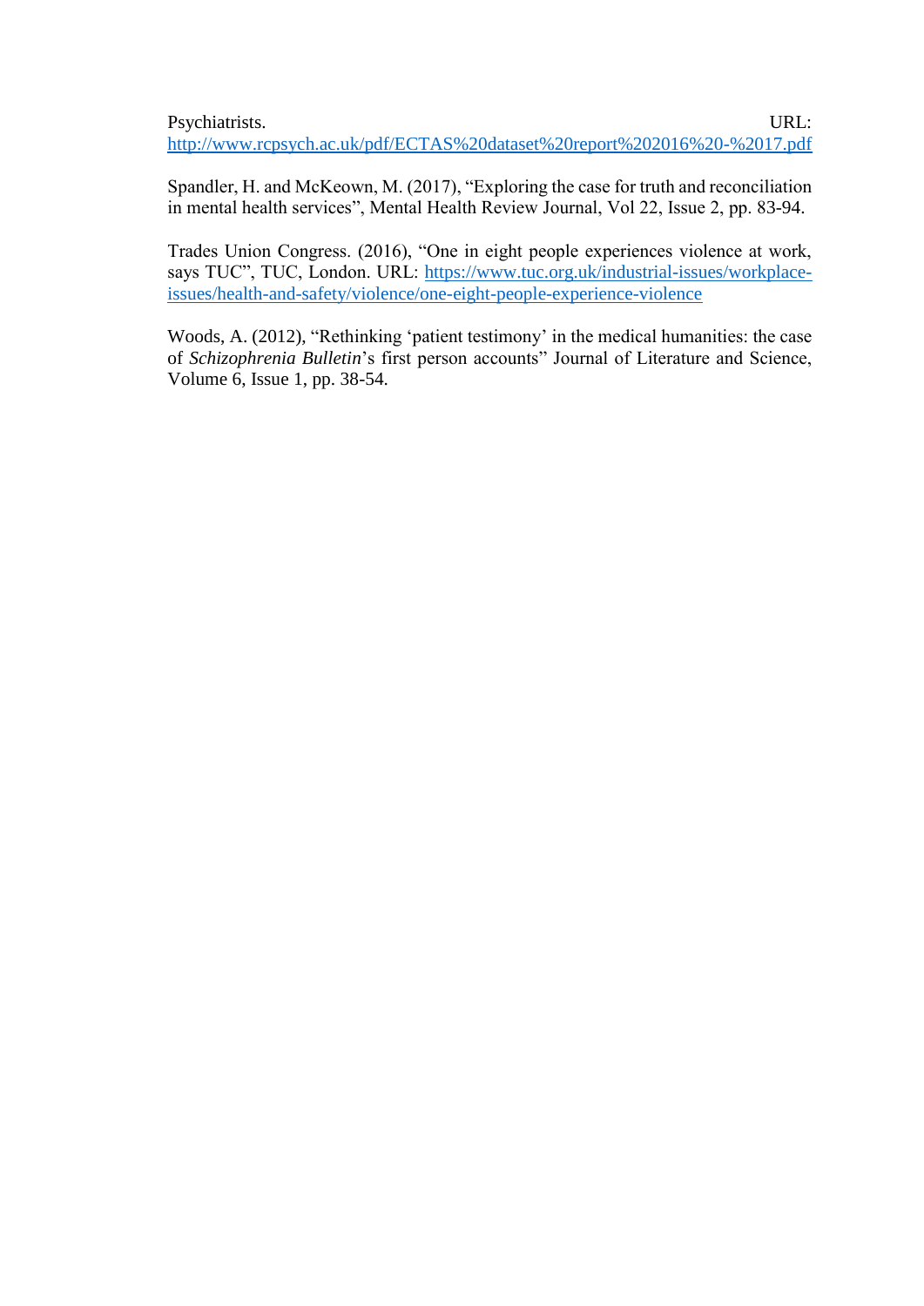Psychiatrists. URL: http://www.rcpsych.ac.uk/pdf/ECTAS%20dataset%20report%202016%20-%2017.pdf

Spandler, H. and McKeown, M. (2017), “Exploring the case for truth and reconciliation in mental health services”, Mental Health Review Journal, Vol 22, Issue 2, pp. 83-94.

Trades Union Congress. (2016), “One in eight people experiences violence at work, says TUC”, TUC, London. URL: https://www.tuc.org.uk/industrial-issues/workplace-issues/health-and-safety/violence/one-eight-people-experience-violence

Woods, A. (2012), “Rethinking ‘patient testimony’ in the medical humanities: the case of *Schizophrenia Bulletin*’s first person accounts” Journal of Literature and Science, Volume 6, Issue 1, pp. 38-54.